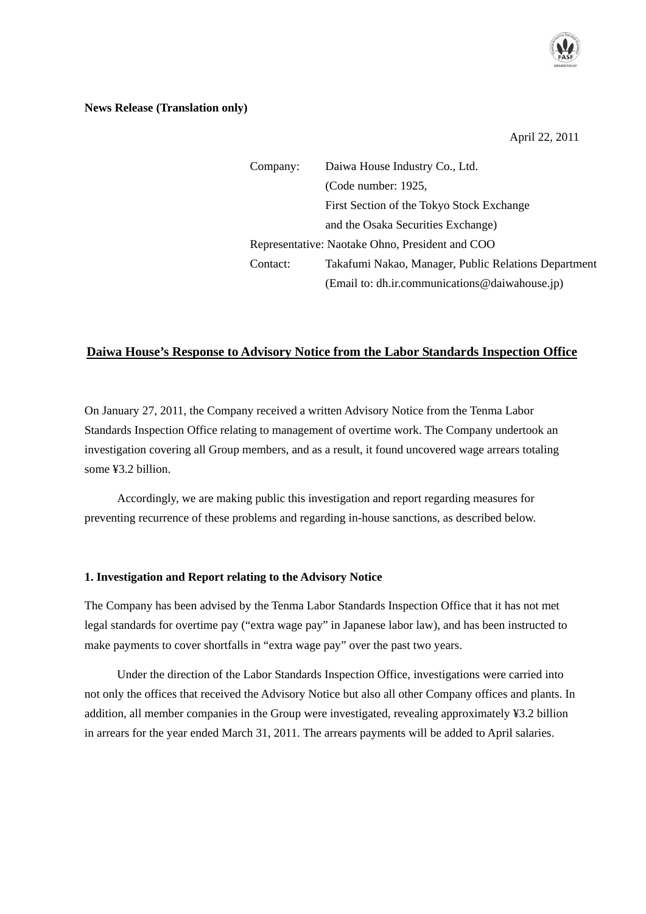**News Release (Translation only)**

April 22, 2011

| | |
|---|---|
| Company: | Daiwa House Industry Co., Ltd. |
| | (Code number: 1925, |
| | First Section of the Tokyo Stock Exchange |
| | and the Osaka Securities Exchange) |
| Representative: | Naotake Ohno, President and COO |
| Contact: | Takafumi Nakao, Manager, Public Relations Department |
| | (Email to: dh.ir.communications@daiwahouse.jp) |

## Daiwa House's Response to Advisory Notice from the Labor Standards Inspection Office

On January 27, 2011, the Company received a written Advisory Notice from the Tenma Labor Standards Inspection Office relating to management of overtime work. The Company undertook an investigation covering all Group members, and as a result, it found uncovered wage arrears totaling some ¥3.2 billion.

Accordingly, we are making public this investigation and report regarding measures for preventing recurrence of these problems and regarding in-house sanctions, as described below.

### 1. Investigation and Report relating to the Advisory Notice

The Company has been advised by the Tenma Labor Standards Inspection Office that it has not met legal standards for overtime pay ("extra wage pay" in Japanese labor law), and has been instructed to make payments to cover shortfalls in "extra wage pay" over the past two years.

Under the direction of the Labor Standards Inspection Office, investigations were carried into not only the offices that received the Advisory Notice but also all other Company offices and plants. In addition, all member companies in the Group were investigated, revealing approximately ¥3.2 billion in arrears for the year ended March 31, 2011. The arrears payments will be added to April salaries.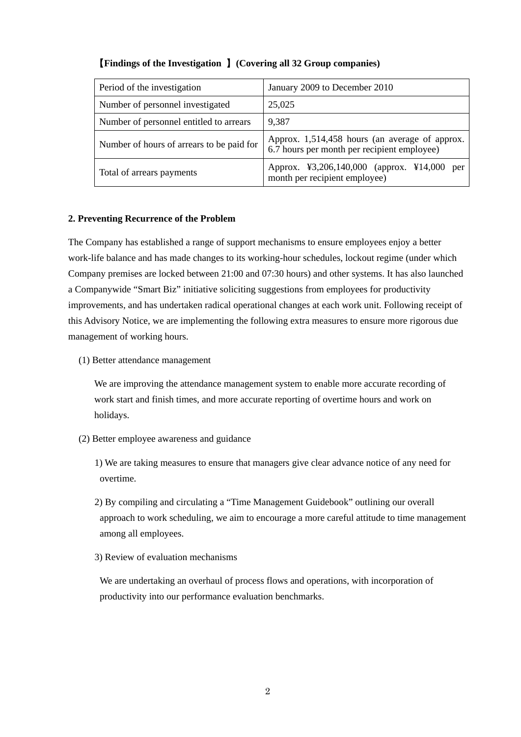**【Findings of the Investigation 】(Covering all 32 Group companies)**

| Period of the investigation | January 2009 to December 2010 |
|---|---|
| Number of personnel investigated | 25,025 |
| Number of personnel entitled to arrears | 9,387 |
| Number of hours of arrears to be paid for | Approx. 1,514,458 hours (an average of approx. 6.7 hours per month per recipient employee) |
| Total of arrears payments | Approx. ¥3,206,140,000 (approx. ¥14,000 per month per recipient employee) |

**2. Preventing Recurrence of the Problem**

The Company has established a range of support mechanisms to ensure employees enjoy a better work-life balance and has made changes to its working-hour schedules, lockout regime (under which Company premises are locked between 21:00 and 07:30 hours) and other systems. It has also launched a Companywide "Smart Biz" initiative soliciting suggestions from employees for productivity improvements, and has undertaken radical operational changes at each work unit. Following receipt of this Advisory Notice, we are implementing the following extra measures to ensure more rigorous due management of working hours.

(1) Better attendance management

We are improving the attendance management system to enable more accurate recording of work start and finish times, and more accurate reporting of overtime hours and work on holidays.

(2) Better employee awareness and guidance

1) We are taking measures to ensure that managers give clear advance notice of any need for overtime.

2) By compiling and circulating a "Time Management Guidebook" outlining our overall approach to work scheduling, we aim to encourage a more careful attitude to time management among all employees.

3) Review of evaluation mechanisms

We are undertaking an overhaul of process flows and operations, with incorporation of productivity into our performance evaluation benchmarks.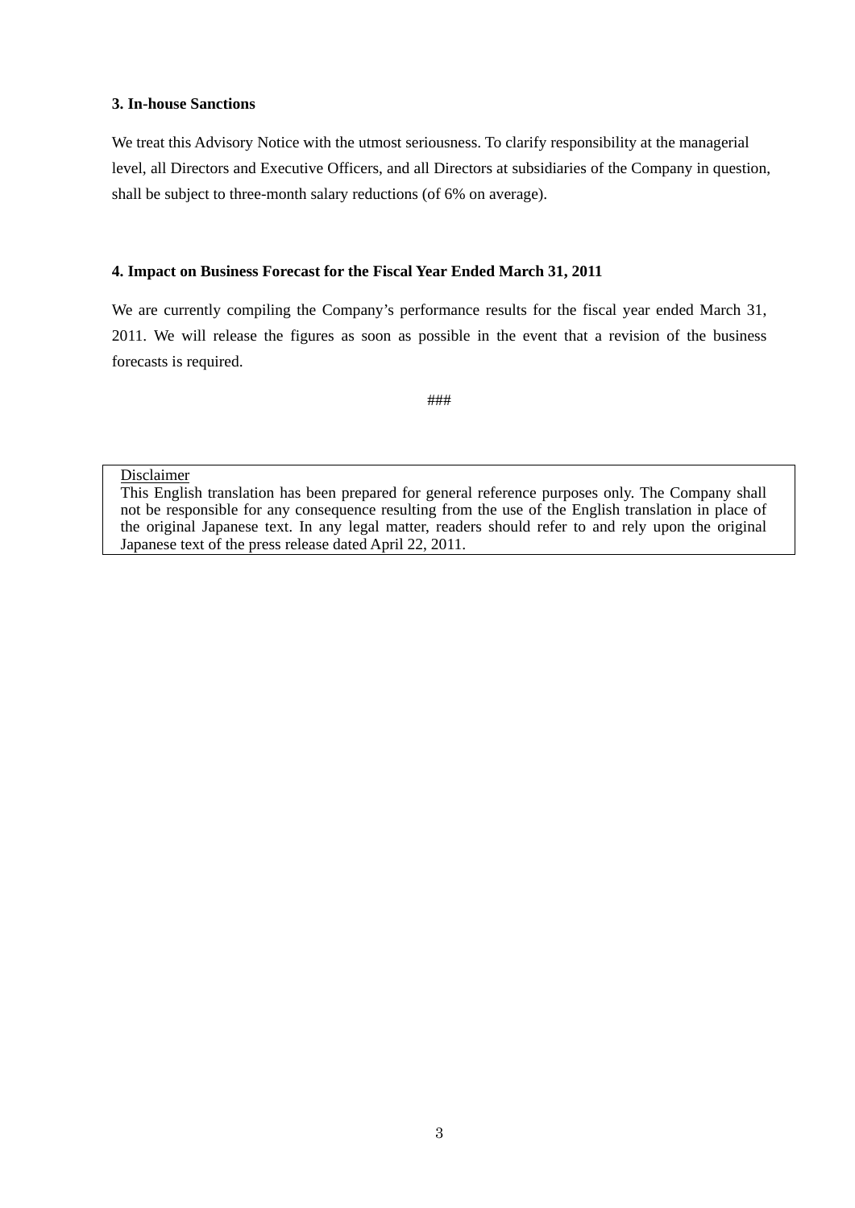### 3. In-house Sanctions

We treat this Advisory Notice with the utmost seriousness. To clarify responsibility at the managerial level, all Directors and Executive Officers, and all Directors at subsidiaries of the Company in question, shall be subject to three-month salary reductions (of 6% on average).

### 4. Impact on Business Forecast for the Fiscal Year Ended March 31, 2011

We are currently compiling the Company's performance results for the fiscal year ended March 31, 2011. We will release the figures as soon as possible in the event that a revision of the business forecasts is required.

###

Disclaimer

This English translation has been prepared for general reference purposes only. The Company shall not be responsible for any consequence resulting from the use of the English translation in place of the original Japanese text. In any legal matter, readers should refer to and rely upon the original Japanese text of the press release dated April 22, 2011.